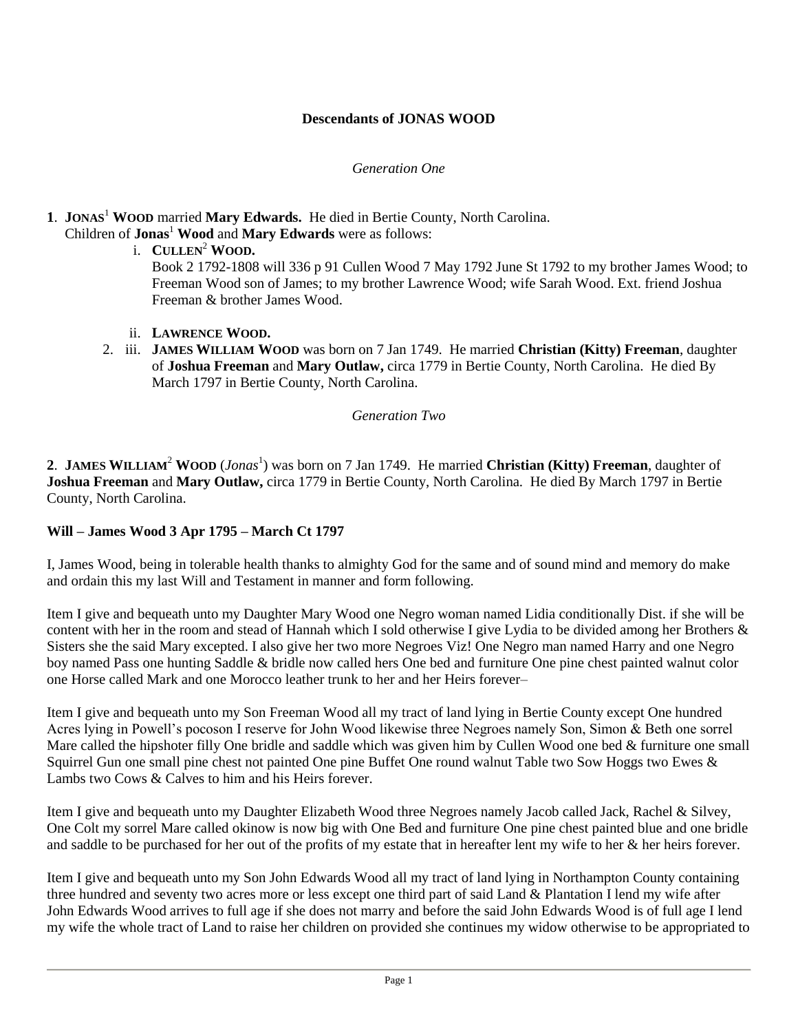# Descendants of JONAS WOOD

*Generation One*

**1**. **JONAS**[1] **WOOD** married **Mary Edwards.** He died in Bertie County, North Carolina.

Children of **Jonas**[1] **Wood** and **Mary Edwards** were as follows:

- i. **CULLEN**[2] **WOOD.**
  Book 2 1792-1808 will 336 p 91 Cullen Wood 7 May 1792 June St 1792 to my brother James Wood; to Freeman Wood son of James; to my brother Lawrence Wood; wife Sarah Wood. Ext. friend Joshua Freeman & brother James Wood.

- ii. **LAWRENCE WOOD.**

- 2. iii. **JAMES WILLIAM WOOD** was born on 7 Jan 1749. He married **Christian (Kitty) Freeman**, daughter of **Joshua Freeman** and **Mary Outlaw,** circa 1779 in Bertie County, North Carolina. He died By March 1797 in Bertie County, North Carolina.

*Generation Two*

**2**. **JAMES WILLIAM**[2] **WOOD** (*Jonas*[1]) was born on 7 Jan 1749. He married **Christian (Kitty) Freeman**, daughter of **Joshua Freeman** and **Mary Outlaw,** circa 1779 in Bertie County, North Carolina. He died By March 1797 in Bertie County, North Carolina.

**Will – James Wood 3 Apr 1795 – March Ct 1797**

I, James Wood, being in tolerable health thanks to almighty God for the same and of sound mind and memory do make and ordain this my last Will and Testament in manner and form following.

Item I give and bequeath unto my Daughter Mary Wood one Negro woman named Lidia conditionally Dist. if she will be content with her in the room and stead of Hannah which I sold otherwise I give Lydia to be divided among her Brothers & Sisters she the said Mary excepted. I also give her two more Negroes Viz! One Negro man named Harry and one Negro boy named Pass one hunting Saddle & bridle now called hers One bed and furniture One pine chest painted walnut color one Horse called Mark and one Morocco leather trunk to her and her Heirs forever–

Item I give and bequeath unto my Son Freeman Wood all my tract of land lying in Bertie County except One hundred Acres lying in Powell's pocoson I reserve for John Wood likewise three Negroes namely Son, Simon & Beth one sorrel Mare called the hipshoter filly One bridle and saddle which was given him by Cullen Wood one bed & furniture one small Squirrel Gun one small pine chest not painted One pine Buffet One round walnut Table two Sow Hoggs two Ewes & Lambs two Cows & Calves to him and his Heirs forever.

Item I give and bequeath unto my Daughter Elizabeth Wood three Negroes namely Jacob called Jack, Rachel & Silvey, One Colt my sorrel Mare called okinow is now big with One Bed and furniture One pine chest painted blue and one bridle and saddle to be purchased for her out of the profits of my estate that in hereafter lent my wife to her & her heirs forever.

Item I give and bequeath unto my Son John Edwards Wood all my tract of land lying in Northampton County containing three hundred and seventy two acres more or less except one third part of said Land & Plantation I lend my wife after John Edwards Wood arrives to full age if she does not marry and before the said John Edwards Wood is of full age I lend my wife the whole tract of Land to raise her children on provided she continues my widow otherwise to be appropriated to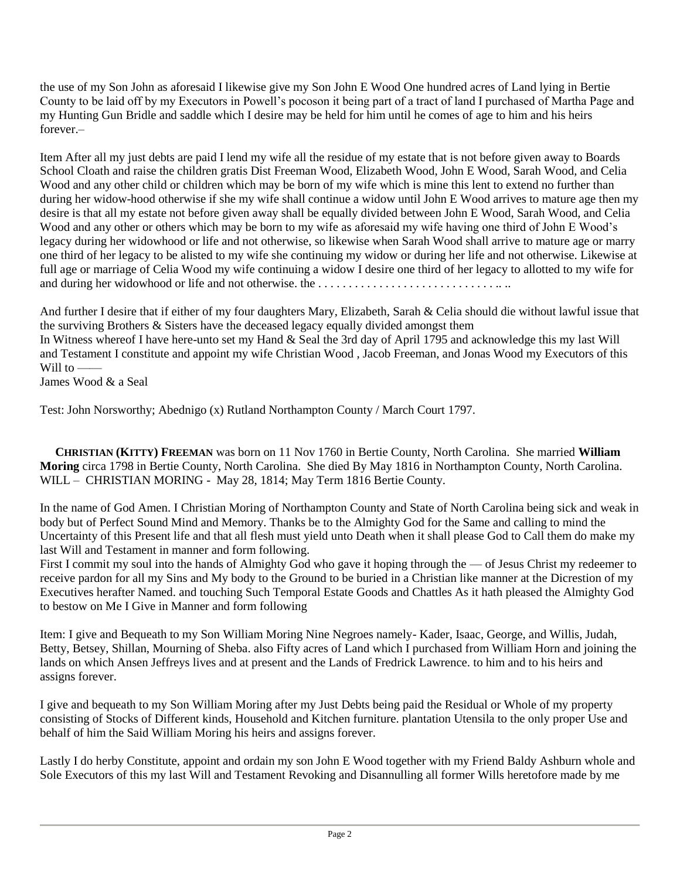the use of my Son John as aforesaid I likewise give my Son John E Wood One hundred acres of Land lying in Bertie County to be laid off by my Executors in Powell's pocoson it being part of a tract of land I purchased of Martha Page and my Hunting Gun Bridle and saddle which I desire may be held for him until he comes of age to him and his heirs forever.–

Item After all my just debts are paid I lend my wife all the residue of my estate that is not before given away to Boards School Cloath and raise the children gratis Dist Freeman Wood, Elizabeth Wood, John E Wood, Sarah Wood, and Celia Wood and any other child or children which may be born of my wife which is mine this lent to extend no further than during her widow-hood otherwise if she my wife shall continue a widow until John E Wood arrives to mature age then my desire is that all my estate not before given away shall be equally divided between John E Wood, Sarah Wood, and Celia Wood and any other or others which may be born to my wife as aforesaid my wife having one third of John E Wood's legacy during her widowhood or life and not otherwise, so likewise when Sarah Wood shall arrive to mature age or marry one third of her legacy to be alisted to my wife she continuing my widow or during her life and not otherwise. Likewise at full age or marriage of Celia Wood my wife continuing a widow I desire one third of her legacy to allotted to my wife for and during her widowhood or life and not otherwise. the . . . . . . . . . . . . . . . . . . . . . . . . . . . . . .. ..

And further I desire that if either of my four daughters Mary, Elizabeth, Sarah & Celia should die without lawful issue that the surviving Brothers & Sisters have the deceased legacy equally divided amongst them
In Witness whereof I have here-unto set my Hand & Seal the 3rd day of April 1795 and acknowledge this my last Will and Testament I constitute and appoint my wife Christian Wood , Jacob Freeman, and Jonas Wood my Executors of this Will to ——
James Wood & a Seal

Test: John Norsworthy; Abednigo (x) Rutland Northampton County / March Court 1797.

**Christian (Kitty) Freeman** was born on 11 Nov 1760 in Bertie County, North Carolina. She married **William Moring** circa 1798 in Bertie County, North Carolina. She died By May 1816 in Northampton County, North Carolina. WILL – CHRISTIAN MORING - May 28, 1814; May Term 1816 Bertie County.

In the name of God Amen. I Christian Moring of Northampton County and State of North Carolina being sick and weak in body but of Perfect Sound Mind and Memory. Thanks be to the Almighty God for the Same and calling to mind the Uncertainty of this Present life and that all flesh must yield unto Death when it shall please God to Call them do make my last Will and Testament in manner and form following.
First I commit my soul into the hands of Almighty God who gave it hoping through the — of Jesus Christ my redeemer to receive pardon for all my Sins and My body to the Ground to be buried in a Christian like manner at the Dicrestion of my Executives herafter Named. and touching Such Temporal Estate Goods and Chattles As it hath pleased the Almighty God to bestow on Me I Give in Manner and form following

Item: I give and Bequeath to my Son William Moring Nine Negroes namely- Kader, Isaac, George, and Willis, Judah, Betty, Betsey, Shillan, Mourning of Sheba. also Fifty acres of Land which I purchased from William Horn and joining the lands on which Ansen Jeffreys lives and at present and the Lands of Fredrick Lawrence. to him and to his heirs and assigns forever.

I give and bequeath to my Son William Moring after my Just Debts being paid the Residual or Whole of my property consisting of Stocks of Different kinds, Household and Kitchen furniture. plantation Utensila to the only proper Use and behalf of him the Said William Moring his heirs and assigns forever.

Lastly I do herby Constitute, appoint and ordain my son John E Wood together with my Friend Baldy Ashburn whole and Sole Executors of this my last Will and Testament Revoking and Disannulling all former Wills heretofore made by me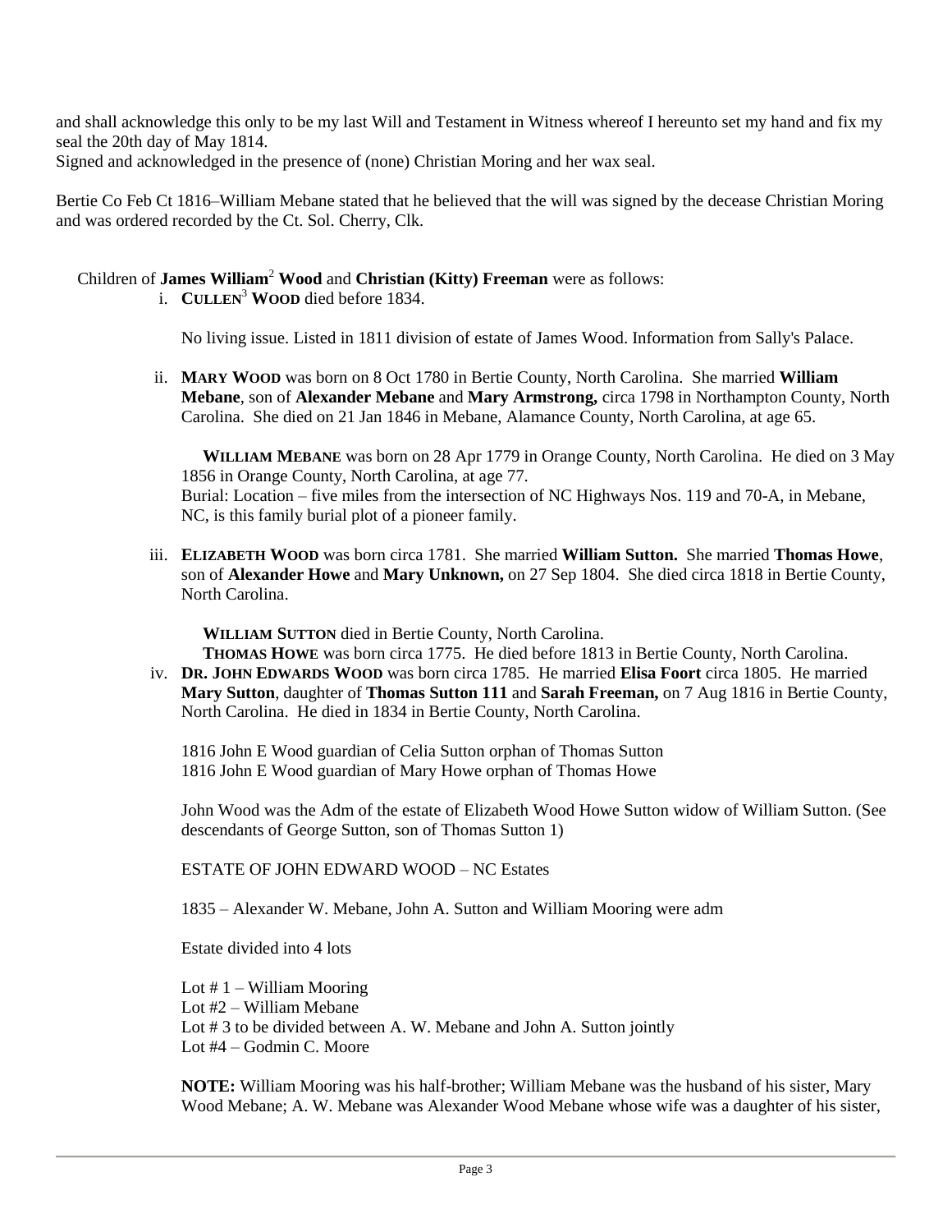and shall acknowledge this only to be my last Will and Testament in Witness whereof I hereunto set my hand and fix my seal the 20th day of May 1814.
Signed and acknowledged in the presence of (none) Christian Moring and her wax seal.

Bertie Co Feb Ct 1816–William Mebane stated that he believed that the will was signed by the decease Christian Moring and was ordered recorded by the Ct. Sol. Cherry, Clk.

Children of **James William**[2] **Wood** and **Christian (Kitty) Freeman** were as follows:

i. **CULLEN**[3] **WOOD** died before 1834.

   No living issue. Listed in 1811 division of estate of James Wood. Information from Sally's Palace.

ii. **MARY WOOD** was born on 8 Oct 1780 in Bertie County, North Carolina. She married **William Mebane**, son of **Alexander Mebane** and **Mary Alamstrong,** circa 1798 in Northampton County, North Carolina. She died on 21 Jan 1846 in Mebane, Alamance County, North Carolina, at age 65.

   **WILLIAM MEBANE** was born on 28 Apr 1779 in Orange County, North Carolina. He died on 3 May 1856 in Orange County, North Carolina, at age 77.
   Burial: Location – five miles from the intersection of NC Highways Nos. 119 and 70-A, in Mebane, NC, is this family burial plot of a pioneer family.

iii. **ELIZABETH WOOD** was born circa 1781. She married **William Sutton.** She married **Thomas Howe**, son of **Alexander Howe** and **Mary Unknown,** on 27 Sep 1804. She died circa 1818 in Bertie County, North Carolina.

   **WILLIAM SUTTON** died in Bertie County, North Carolina.
   **THOMAS HOWE** was born circa 1775. He died before 1813 in Bertie County, North Carolina.

iv. **DR. JOHN EDWARDS WOOD** was born circa 1785. He married **Elisa Foort** circa 1805. He married **Mary Sutton**, daughter of **Thomas Sutton 111** and **Sarah Freeman,** on 7 Aug 1816 in Bertie County, North Carolina. He died in 1834 in Bertie County, North Carolina.

   1816 John E Wood guardian of Celia Sutton orphan of Thomas Sutton
   1816 John E Wood guardian of Mary Howe orphan of Thomas Howe

   John Wood was the Adm of the estate of Elizabeth Wood Howe Sutton widow of William Sutton. (See descendants of George Sutton, son of Thomas Sutton 1)

   ESTATE OF JOHN EDWARD WOOD – NC Estates

   1835 – Alexander W. Mebane, John A. Sutton and William Mooring were adm

   Estate divided into 4 lots

   Lot # 1 – William Mooring
   Lot #2 – William Mebane
   Lot # 3 to be divided between A. W. Mebane and John A. Sutton jointly
   Lot #4 – Godmin C. Moore

   **NOTE:** William Mooring was his half-brother; William Mebane was the husband of his sister, Mary Wood Mebane; A. W. Mebane was Alexander Wood Mebane whose wife was a daughter of his sister,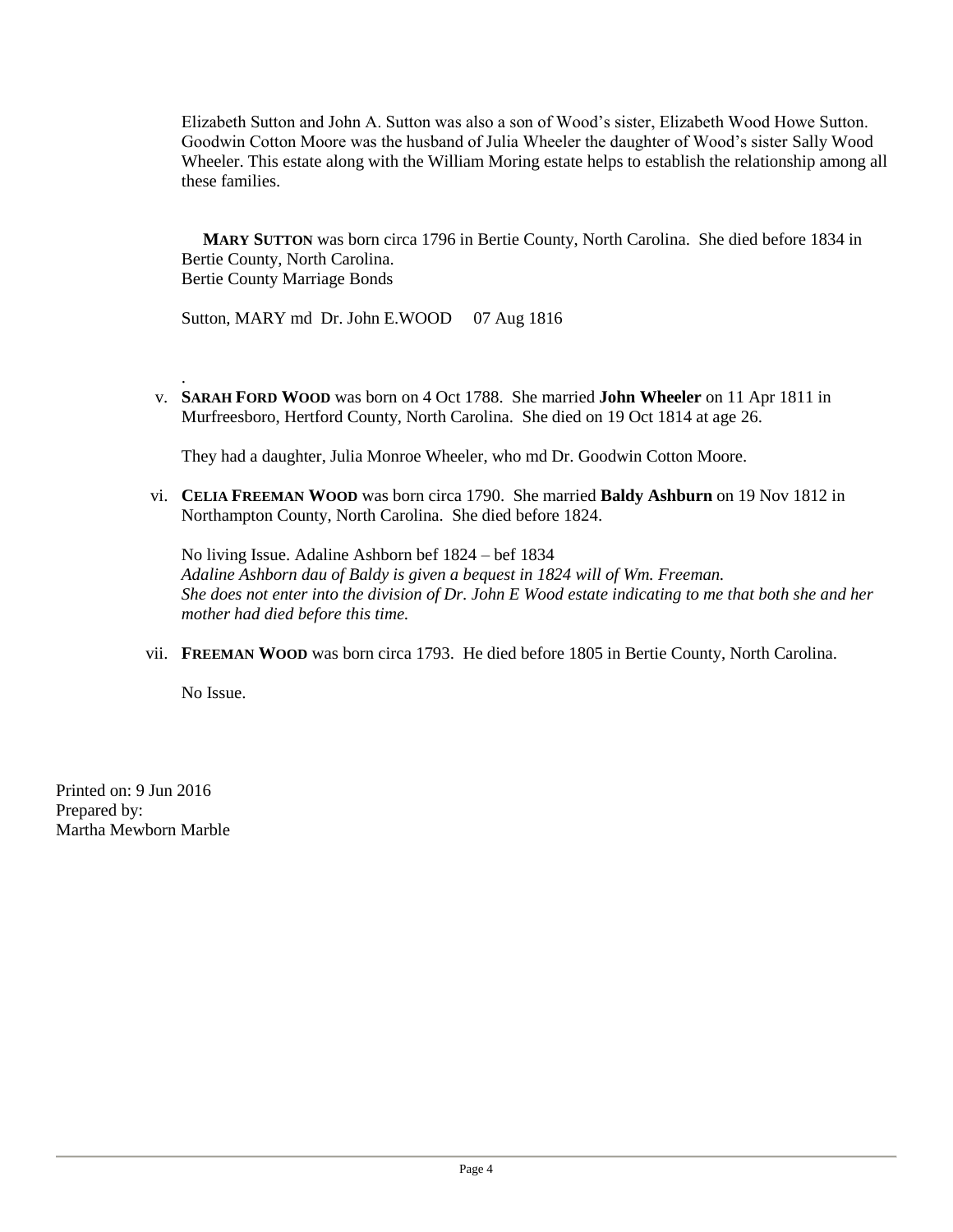Elizabeth Sutton and John A. Sutton was also a son of Wood's sister, Elizabeth Wood Howe Sutton. Goodwin Cotton Moore was the husband of Julia Wheeler the daughter of Wood's sister Sally Wood Wheeler. This estate along with the William Moring estate helps to establish the relationship among all these families.

**MARY SUTTON** was born circa 1796 in Bertie County, North Carolina. She died before 1834 in Bertie County, North Carolina.
Bertie County Marriage Bonds

Sutton, MARY md Dr. John E.WOOD 07 Aug 1816

.

v. **SARAH FORD WOOD** was born on 4 Oct 1788. She married **John Wheeler** on 11 Apr 1811 in Murfreesboro, Hertford County, North Carolina. She died on 19 Oct 1814 at age 26.

They had a daughter, Julia Monroe Wheeler, who md Dr. Goodwin Cotton Moore.

vi. **CELIA FREEMAN WOOD** was born circa 1790. She married **Baldy Ashburn** on 19 Nov 1812 in Northampton County, North Carolina. She died before 1824.

No living Issue. Adaline Ashborn bef 1824 – bef 1834
*Adaline Ashborn dau of Baldy is given a bequest in 1824 will of Wm. Freeman.*
*She does not enter into the division of Dr. John E Wood estate indicating to me that both she and her mother had died before this time.*

vii. **FREEMAN WOOD** was born circa 1793. He died before 1805 in Bertie County, North Carolina.

No Issue.

Printed on: 9 Jun 2016
Prepared by:
Martha Mewborn Marble